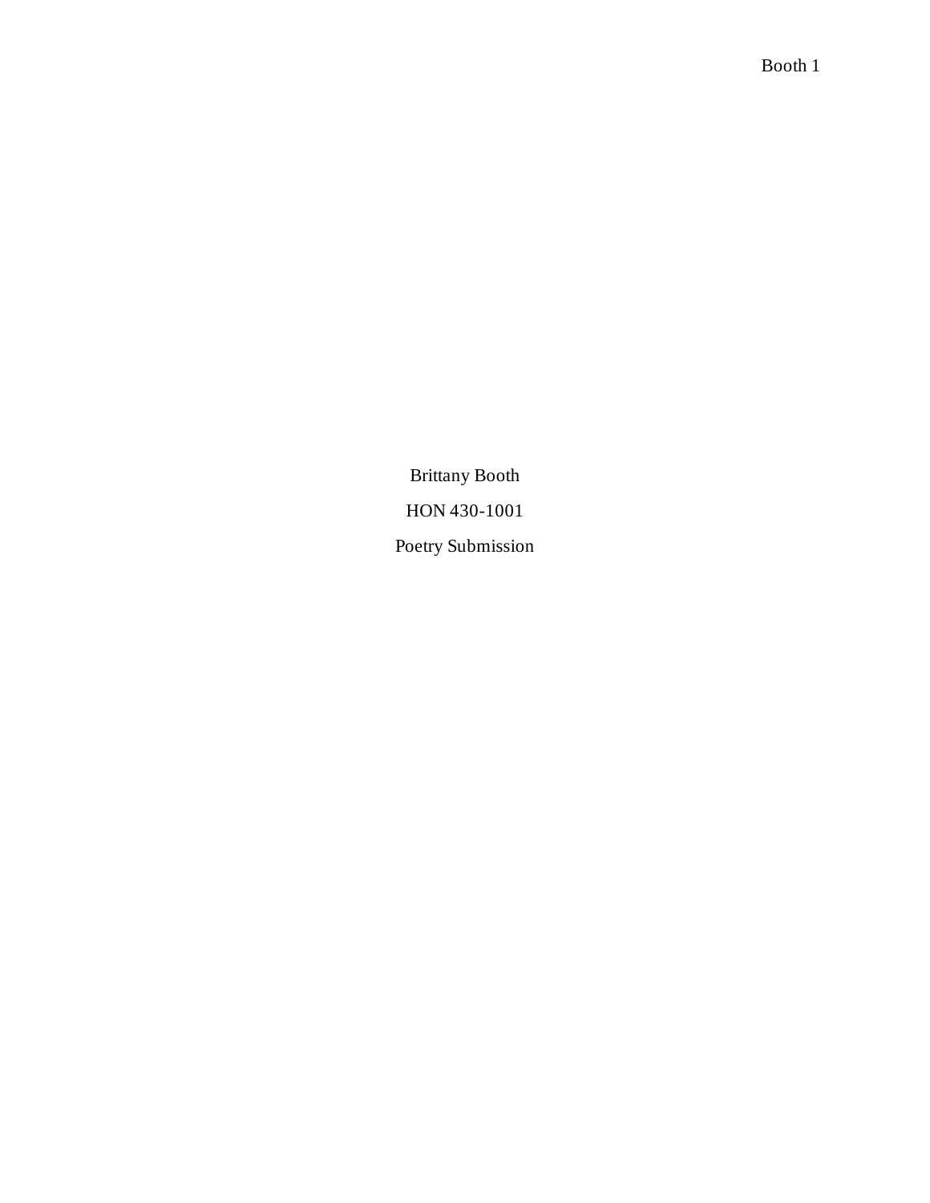Brittany Booth

HON 430-1001

Poetry Submission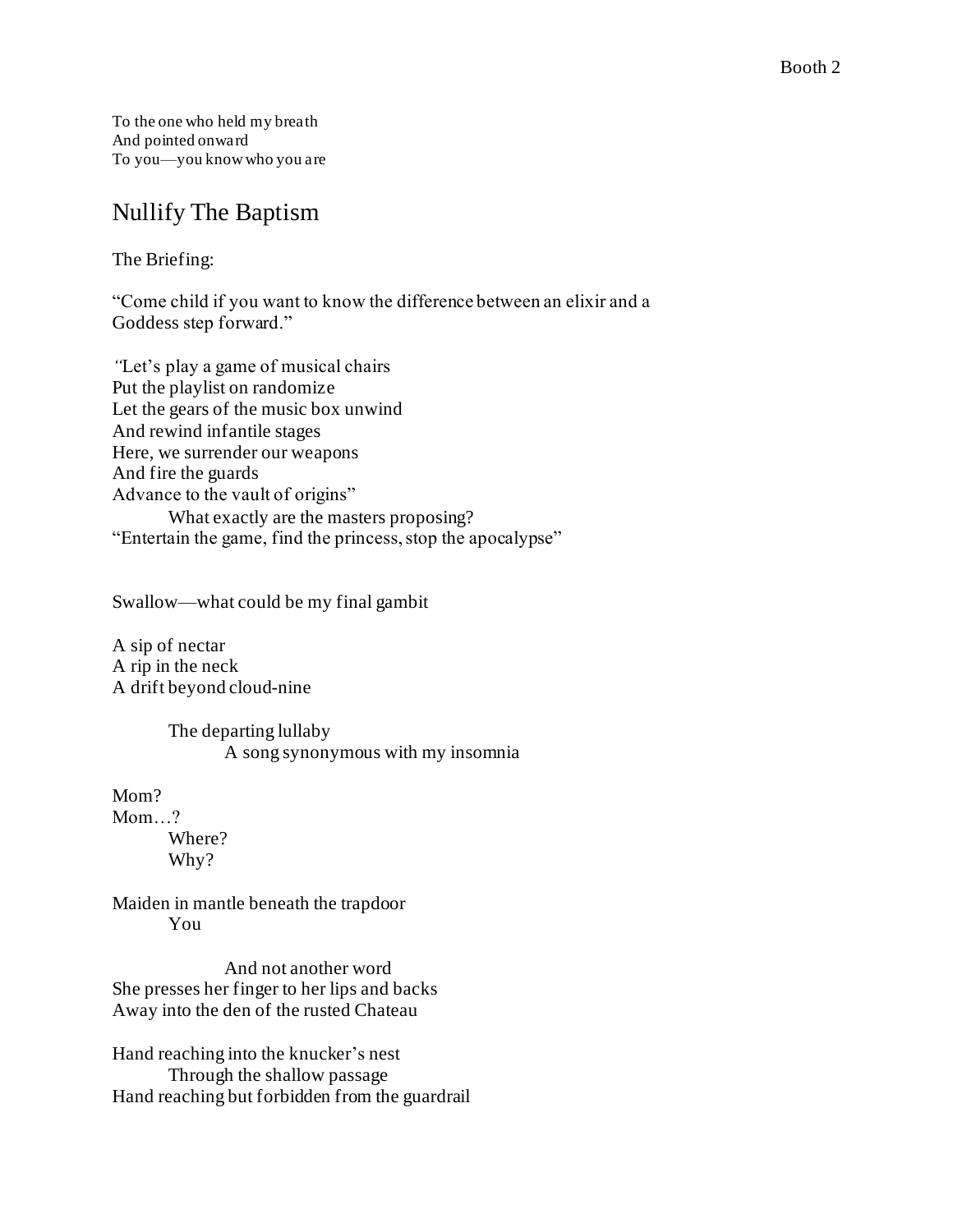To the one who held my breath
And pointed onward
To you—you know who you are

## Nullify The Baptism

The Briefing:

"Come child if you want to know the difference between an elixir and a Goddess step forward."

"Let's play a game of musical chairs
Put the playlist on randomize
Let the gears of the music box unwind
And rewind infantile stages
Here, we surrender our weapons
And fire the guards
Advance to the vault of origins"
    What exactly are the masters proposing?
"Entertain the game, find the princess, stop the apocalypse"

Swallow—what could be my final gambit

A sip of nectar
A rip in the neck
A drift beyond cloud-nine

    The departing lullaby
        A song synonymous with my insomnia

Mom?
Mom…?
    Where?
    Why?

Maiden in mantle beneath the trapdoor
    You

        And not another word
She presses her finger to her lips and backs
Away into the den of the rusted Chateau

Hand reaching into the knucker's nest
    Through the shallow passage
Hand reaching but forbidden from the guardrail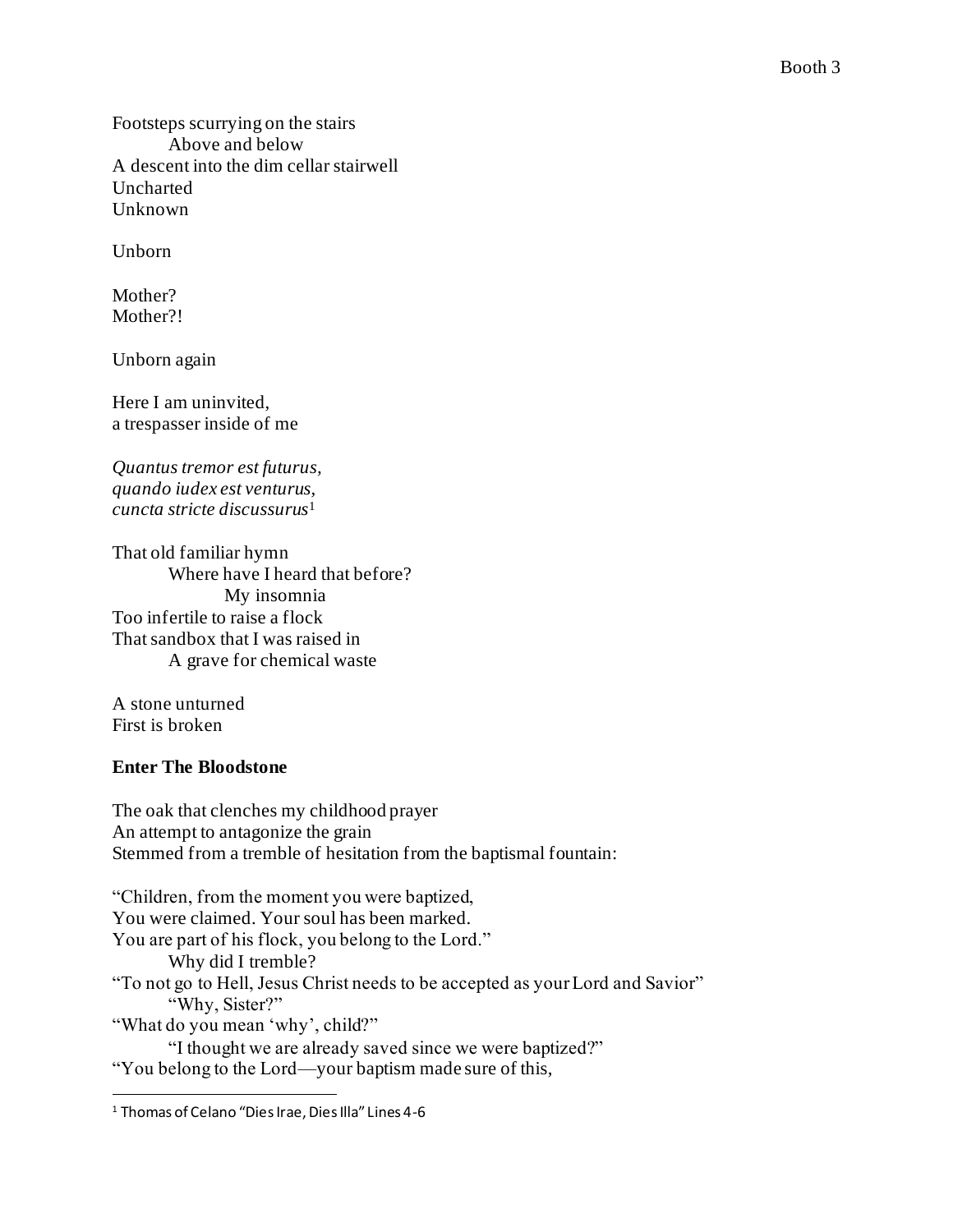Footsteps scurrying on the stairs
        Above and below
A descent into the dim cellar stairwell
Uncharted
Unknown

Unborn

Mother?
Mother?!

Unborn again

Here I am uninvited,
a trespasser inside of me

*Quantus tremor est futurus,*
*quando iudex est venturus,*
*cuncta stricte discussurus*[1]

That old familiar hymn
        Where have I heard that before?
                My insomnia
Too infertile to raise a flock
That sandbox that I was raised in
        A grave for chemical waste

A stone unturned
First is broken

**Enter The Bloodstone**

The oak that clenches my childhood prayer
An attempt to antagonize the grain
Stemmed from a tremble of hesitation from the baptismal fountain:

"Children, from the moment you were baptized,
You were claimed. Your soul has been marked.
You are part of his flock, you belong to the Lord."
        Why did I tremble?
"To not go to Hell, Jesus Christ needs to be accepted as your Lord and Savior"
        "Why, Sister?"
"What do you mean 'why', child?"
        "I thought we are already saved since we were baptized?"
"You belong to the Lord—your baptism made sure of this,

[1] Thomas of Celano "Dies Irae, Dies Illa" Lines 4-6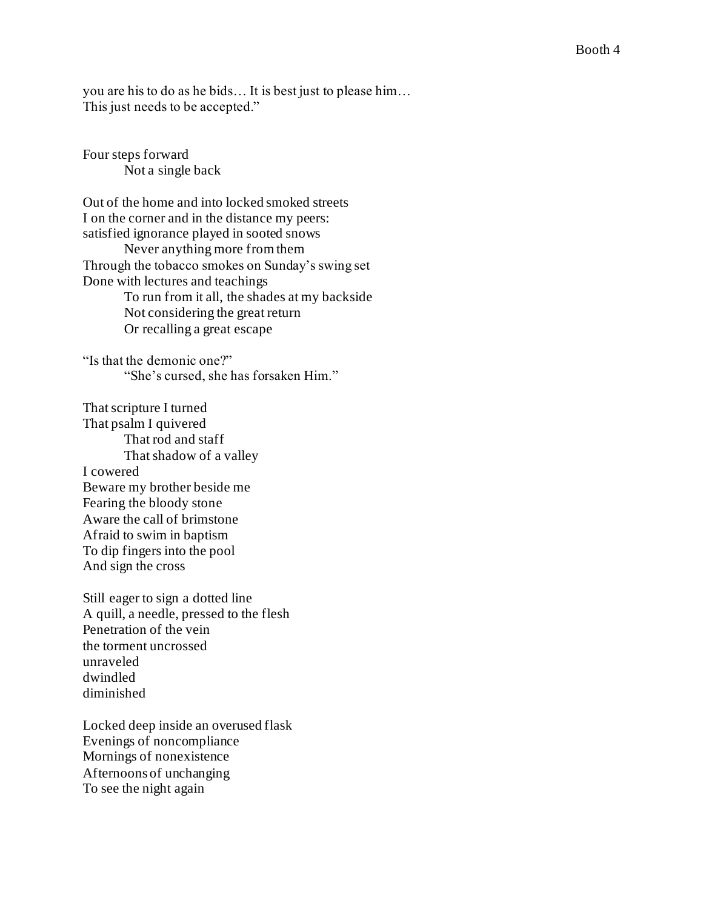you are his to do as he bids… It is best just to please him…
This just needs to be accepted."

Four steps forward
&nbsp;&nbsp;&nbsp;&nbsp;&nbsp;&nbsp;&nbsp;&nbsp;Not a single back

Out of the home and into locked smoked streets
I on the corner and in the distance my peers:
satisfied ignorance played in sooted snows
&nbsp;&nbsp;&nbsp;&nbsp;&nbsp;&nbsp;&nbsp;&nbsp;Never anything more from them
Through the tobacco smokes on Sunday's swing set
Done with lectures and teachings
&nbsp;&nbsp;&nbsp;&nbsp;&nbsp;&nbsp;&nbsp;&nbsp;To run from it all, the shades at my backside
&nbsp;&nbsp;&nbsp;&nbsp;&nbsp;&nbsp;&nbsp;&nbsp;Not considering the great return
&nbsp;&nbsp;&nbsp;&nbsp;&nbsp;&nbsp;&nbsp;&nbsp;Or recalling a great escape

"Is that the demonic one?"
&nbsp;&nbsp;&nbsp;&nbsp;&nbsp;&nbsp;&nbsp;&nbsp;"She's cursed, she has forsaken Him."

That scripture I turned
That psalm I quivered
&nbsp;&nbsp;&nbsp;&nbsp;&nbsp;&nbsp;&nbsp;&nbsp;That rod and staff
&nbsp;&nbsp;&nbsp;&nbsp;&nbsp;&nbsp;&nbsp;&nbsp;That shadow of a valley
I cowered
Beware my brother beside me
Fearing the bloody stone
Aware the call of brimstone
Afraid to swim in baptism
To dip fingers into the pool
And sign the cross

Still eager to sign a dotted line
A quill, a needle, pressed to the flesh
Penetration of the vein
the torment uncrossed
unraveled
dwindled
diminished

Locked deep inside an overused flask
Evenings of noncompliance
Mornings of nonexistence
Afternoons of unchanging
To see the night again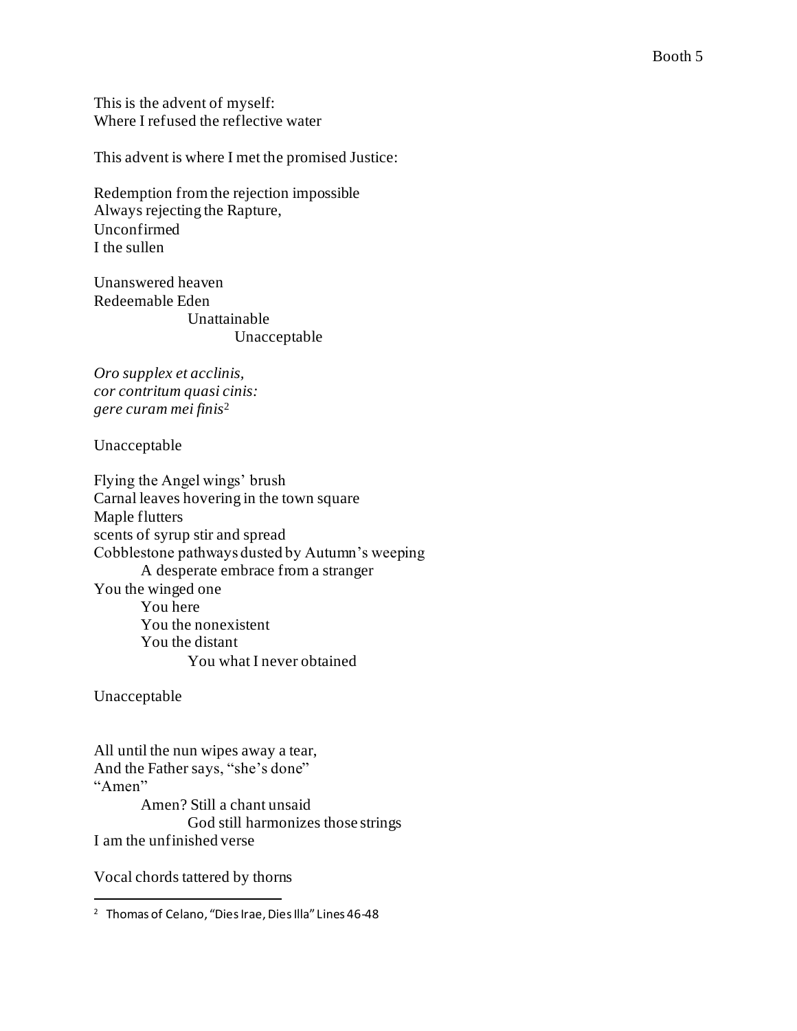This is the advent of myself:
Where I refused the reflective water

This advent is where I met the promised Justice:

Redemption from the rejection impossible
Always rejecting the Rapture,
Unconfirmed
I the sullen

Unanswered heaven
Redeemable Eden
                    Unattainable
                              Unacceptable

*Oro supplex et acclinis,*
*cor contritum quasi cinis:*
*gere curam mei finis*[2]

Unacceptable

Flying the Angel wings' brush
Carnal leaves hovering in the town square
Maple flutters
scents of syrup stir and spread
Cobblestone pathways dusted by Autumn's weeping
          A desperate embrace from a stranger
You the winged one
          You here
          You the nonexistent
          You the distant
                    You what I never obtained

Unacceptable

All until the nun wipes away a tear,
And the Father says, "she's done"
"Amen"
          Amen? Still a chant unsaid
                    God still harmonizes those strings
I am the unfinished verse

Vocal chords tattered by thorns

---

[2] Thomas of Celano, "Dies Irae, Dies Illa" Lines 46-48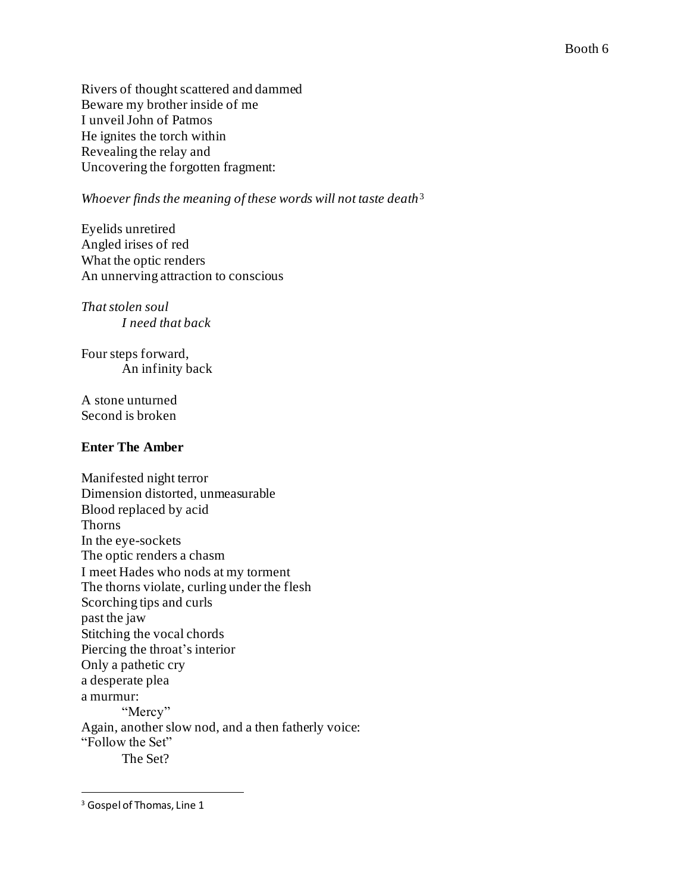Rivers of thought scattered and dammed
Beware my brother inside of me
I unveil John of Patmos
He ignites the torch within
Revealing the relay and
Uncovering the forgotten fragment:

*Whoever finds the meaning of these words will not taste death*[3]

Eyelids unretired
Angled irises of red
What the optic renders
An unnerving attraction to conscious

*That stolen soul*
&nbsp;&nbsp;&nbsp;&nbsp;&nbsp;&nbsp;&nbsp;&nbsp;*I need that back*

Four steps forward,
&nbsp;&nbsp;&nbsp;&nbsp;&nbsp;&nbsp;&nbsp;&nbsp;An infinity back

A stone unturned
Second is broken

**Enter The Amber**

Manifested night terror
Dimension distorted, unmeasurable
Blood replaced by acid
Thorns
In the eye-sockets
The optic renders a chasm
I meet Hades who nods at my torment
The thorns violate, curling under the flesh
Scorching tips and curls
past the jaw
Stitching the vocal chords
Piercing the throat's interior
Only a pathetic cry
a desperate plea
a murmur:
&nbsp;&nbsp;&nbsp;&nbsp;&nbsp;&nbsp;&nbsp;&nbsp;"Mercy"
Again, another slow nod, and a then fatherly voice:
"Follow the Set"
&nbsp;&nbsp;&nbsp;&nbsp;&nbsp;&nbsp;&nbsp;&nbsp;The Set?

---

[3] Gospel of Thomas, Line 1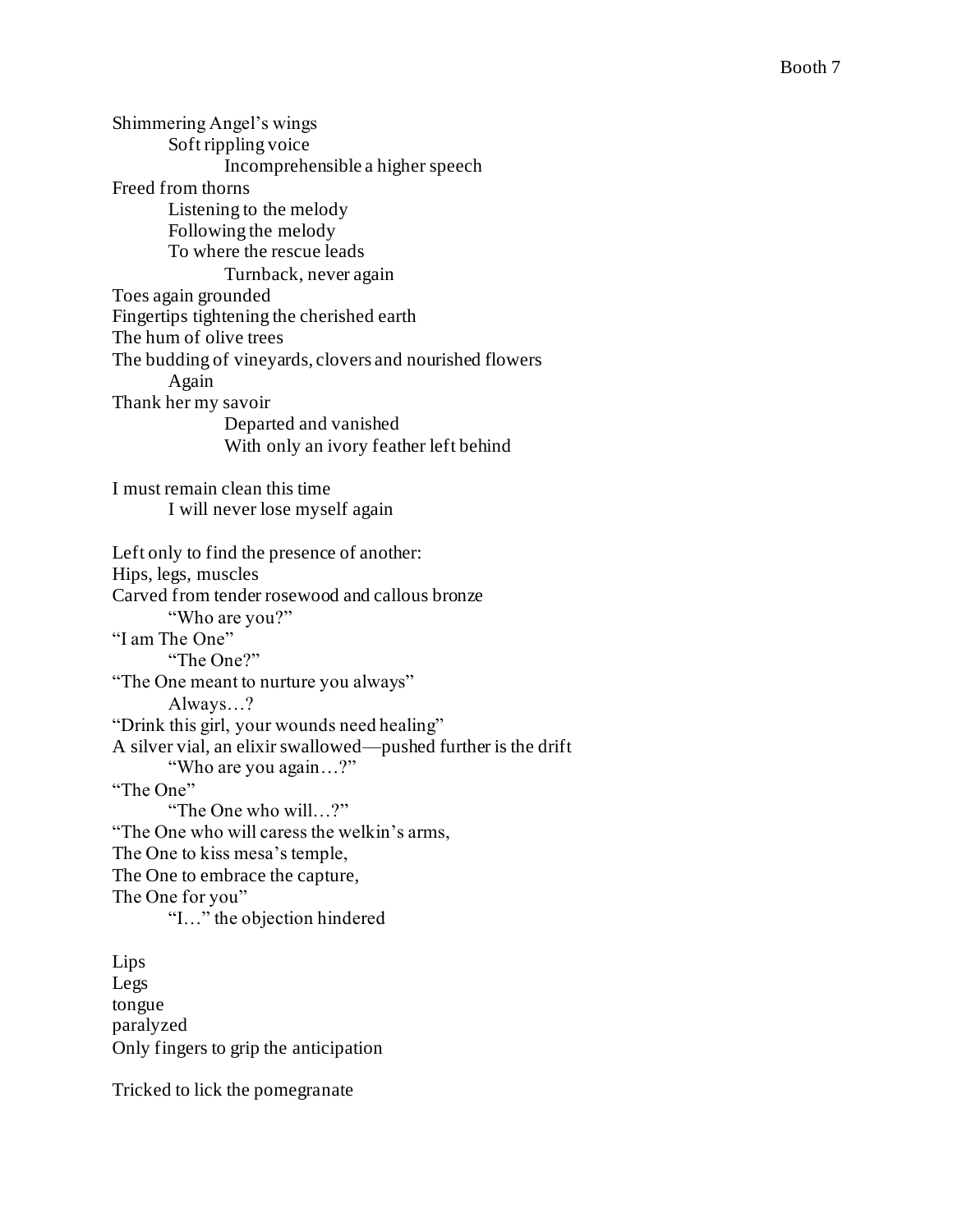Shimmering Angel's wings
        Soft rippling voice
                Incomprehensible a higher speech
Freed from thorns
        Listening to the melody
        Following the melody
        To where the rescue leads
                Turnback, never again
Toes again grounded
Fingertips tightening the cherished earth
The hum of olive trees
The budding of vineyards, clovers and nourished flowers
        Again
Thank her my savoir
                Departed and vanished
                With only an ivory feather left behind

I must remain clean this time
        I will never lose myself again

Left only to find the presence of another:
Hips, legs, muscles
Carved from tender rosewood and callous bronze
        "Who are you?"
"I am The One"
        "The One?"
"The One meant to nurture you always"
        Always…?
"Drink this girl, your wounds need healing"
A silver vial, an elixir swallowed—pushed further is the drift
        "Who are you again…?"
"The One"
        "The One who will…?"
"The One who will caress the welkin's arms,
The One to kiss mesa's temple,
The One to embrace the capture,
The One for you"
        "I…" the objection hindered

Lips
Legs
tongue
paralyzed
Only fingers to grip the anticipation

Tricked to lick the pomegranate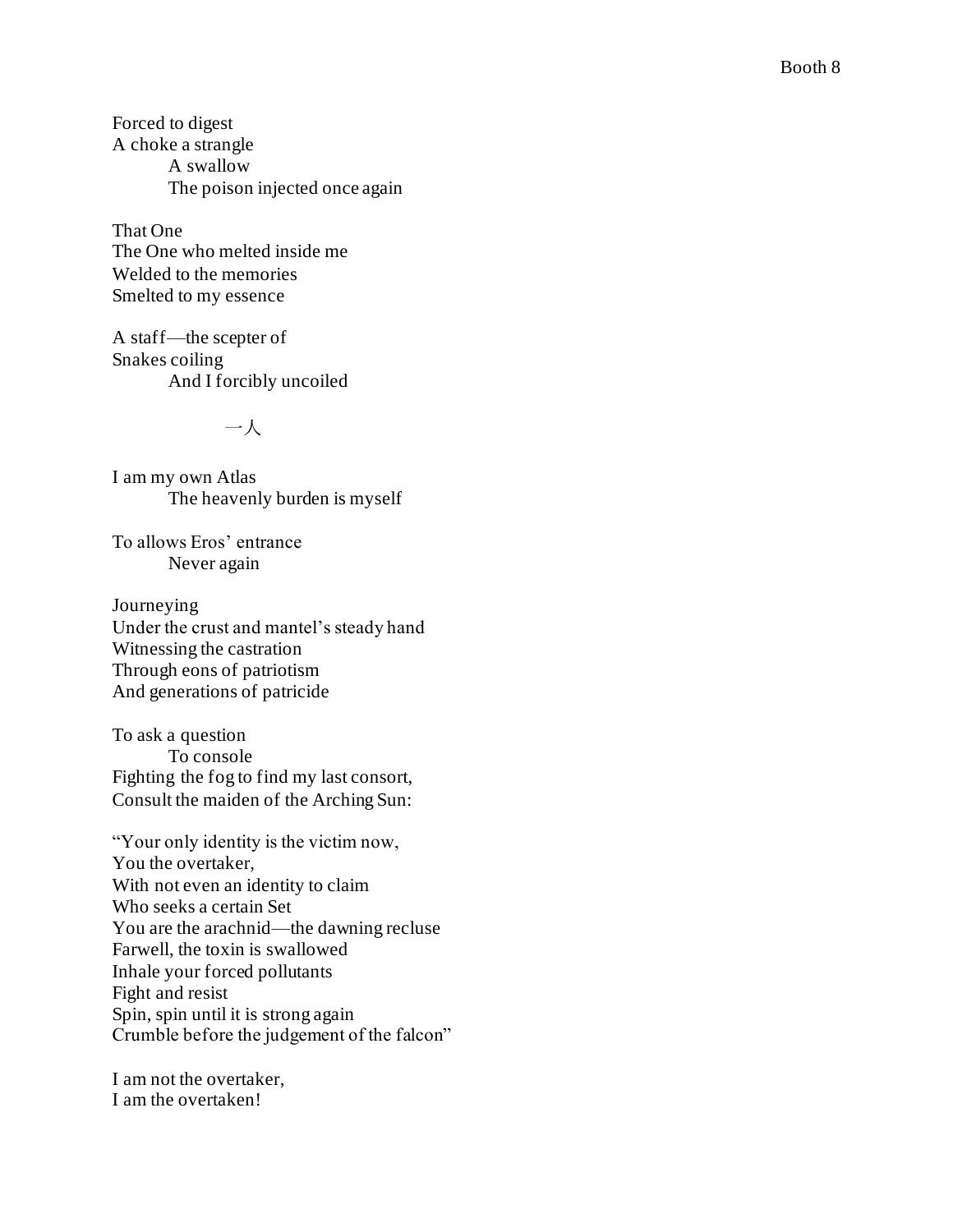Forced to digest  
A choke a strangle  
    A swallow  
    The poison injected once again

That One  
The One who melted inside me  
Welded to the memories  
Smelted to my essence

A staff—the scepter of  
Snakes coiling  
    And I forcibly uncoiled

一人

I am my own Atlas  
    The heavenly burden is myself

To allows Eros' entrance  
    Never again

Journeying  
Under the crust and mantel's steady hand  
Witnessing the castration  
Through eons of patriotism  
And generations of patricide

To ask a question  
    To console  
Fighting the fog to find my last consort,  
Consult the maiden of the Arching Sun:

"Your only identity is the victim now,  
You the overtaker,  
With not even an identity to claim  
Who seeks a certain Set  
You are the arachnid—the dawning recluse  
Farwell, the toxin is swallowed  
Inhale your forced pollutants  
Fight and resist  
Spin, spin until it is strong again  
Crumble before the judgement of the falcon"

I am not the overtaker,  
I am the overtaken!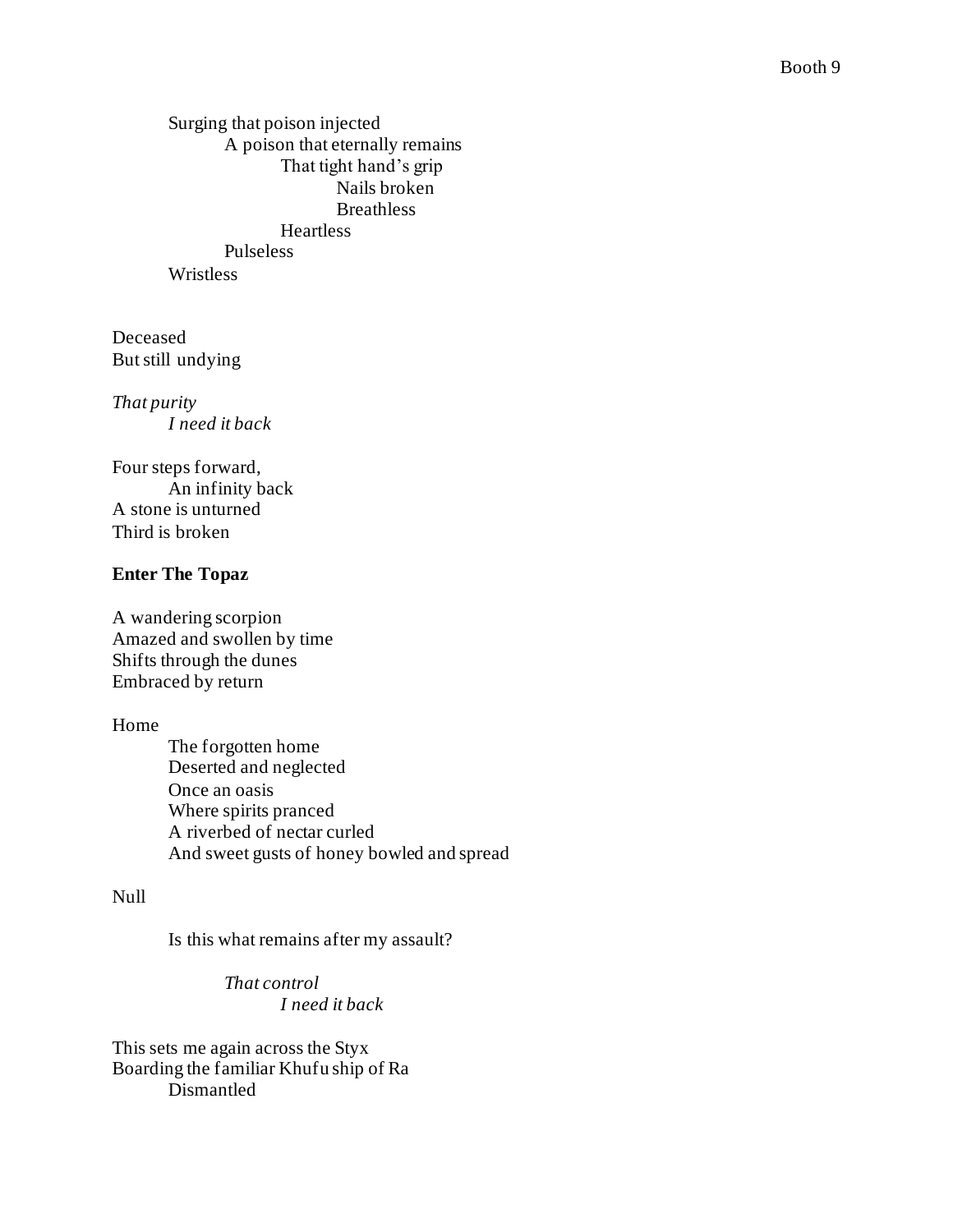Surging that poison injected
A poison that eternally remains
That tight hand's grip
Nails broken
Breathless
Heartless
Pulseless
Wristless

Deceased
But still undying

*That purity*
*I need it back*

Four steps forward,
An infinity back
A stone is unturned
Third is broken

**Enter The Topaz**

A wandering scorpion
Amazed and swollen by time
Shifts through the dunes
Embraced by return

Home
The forgotten home
Deserted and neglected
Once an oasis
Where spirits pranced
A riverbed of nectar curled
And sweet gusts of honey bowled and spread

Null

Is this what remains after my assault?

*That control*
*I need it back*

This sets me again across the Styx
Boarding the familiar Khufu ship of Ra
Dismantled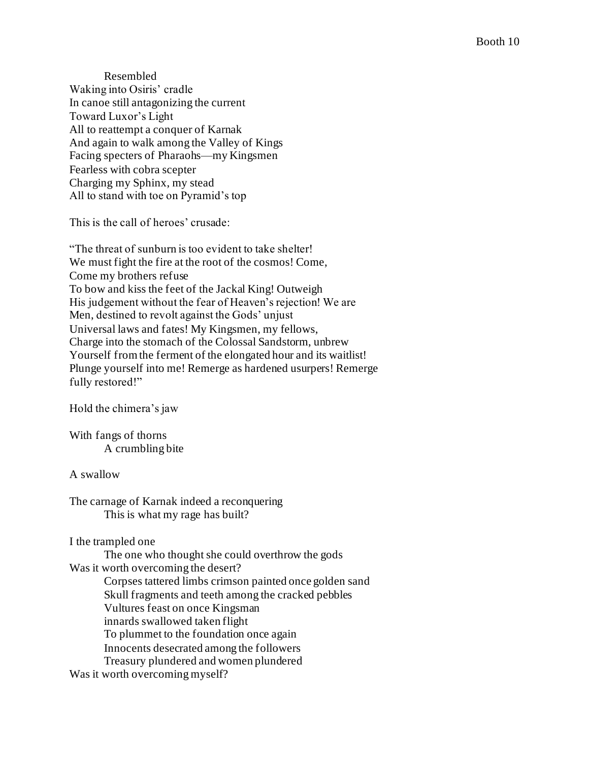Resembled  
Waking into Osiris' cradle  
In canoe still antagonizing the current  
Toward Luxor's Light  
All to reattempt a conquer of Karnak  
And again to walk among the Valley of Kings  
Facing specters of Pharaohs—my Kingsmen  
Fearless with cobra scepter  
Charging my Sphinx, my stead  
All to stand with toe on Pyramid's top

This is the call of heroes' crusade:

"The threat of sunburn is too evident to take shelter!  
We must fight the fire at the root of the cosmos! Come,  
Come my brothers refuse  
To bow and kiss the feet of the Jackal King! Outweigh  
His judgement without the fear of Heaven's rejection! We are  
Men, destined to revolt against the Gods' unjust  
Universal laws and fates! My Kingsmen, my fellows,  
Charge into the stomach of the Colossal Sandstorm, unbrew  
Yourself from the ferment of the elongated hour and its waitlist!  
Plunge yourself into me! Remerge as hardened usurpers! Remerge  
fully restored!"

Hold the chimera's jaw

With fangs of thorns  
A crumbling bite

A swallow

The carnage of Karnak indeed a reconquering  
This is what my rage has built?

I the trampled one  
The one who thought she could overthrow the gods  
Was it worth overcoming the desert?  
Corpses tattered limbs crimson painted once golden sand  
Skull fragments and teeth among the cracked pebbles  
Vultures feast on once Kingsman  
innards swallowed taken flight  
To plummet to the foundation once again  
Innocents desecrated among the followers  
Treasury plundered and women plundered  
Was it worth overcoming myself?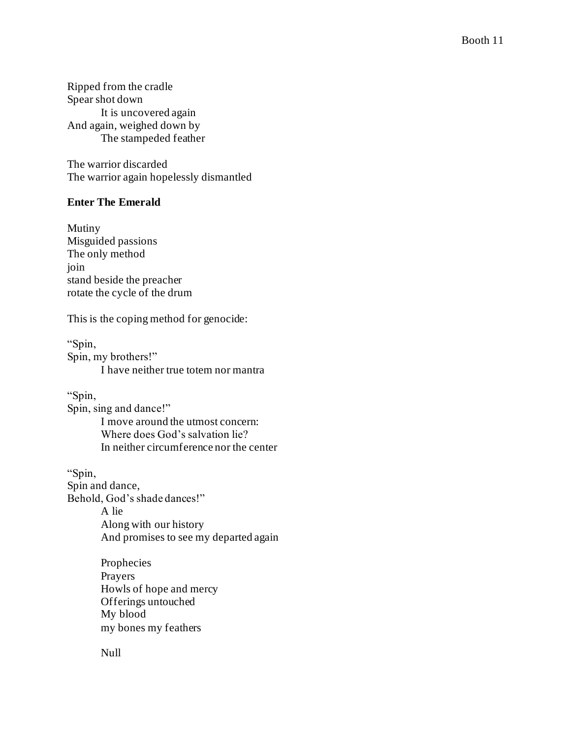Ripped from the cradle
Spear shot down
    It is uncovered again
And again, weighed down by
    The stampeded feather

The warrior discarded
The warrior again hopelessly dismantled

**Enter The Emerald**

Mutiny
Misguided passions
The only method
join
stand beside the preacher
rotate the cycle of the drum

This is the coping method for genocide:

"Spin,
Spin, my brothers!"
    I have neither true totem nor mantra

"Spin,
Spin, sing and dance!"
    I move around the utmost concern:
    Where does God's salvation lie?
    In neither circumference nor the center

"Spin,
Spin and dance,
Behold, God's shade dances!"
    A lie
    Along with our history
    And promises to see my departed again

    Prophecies
    Prayers
    Howls of hope and mercy
    Offerings untouched
    My blood
    my bones my feathers

    Null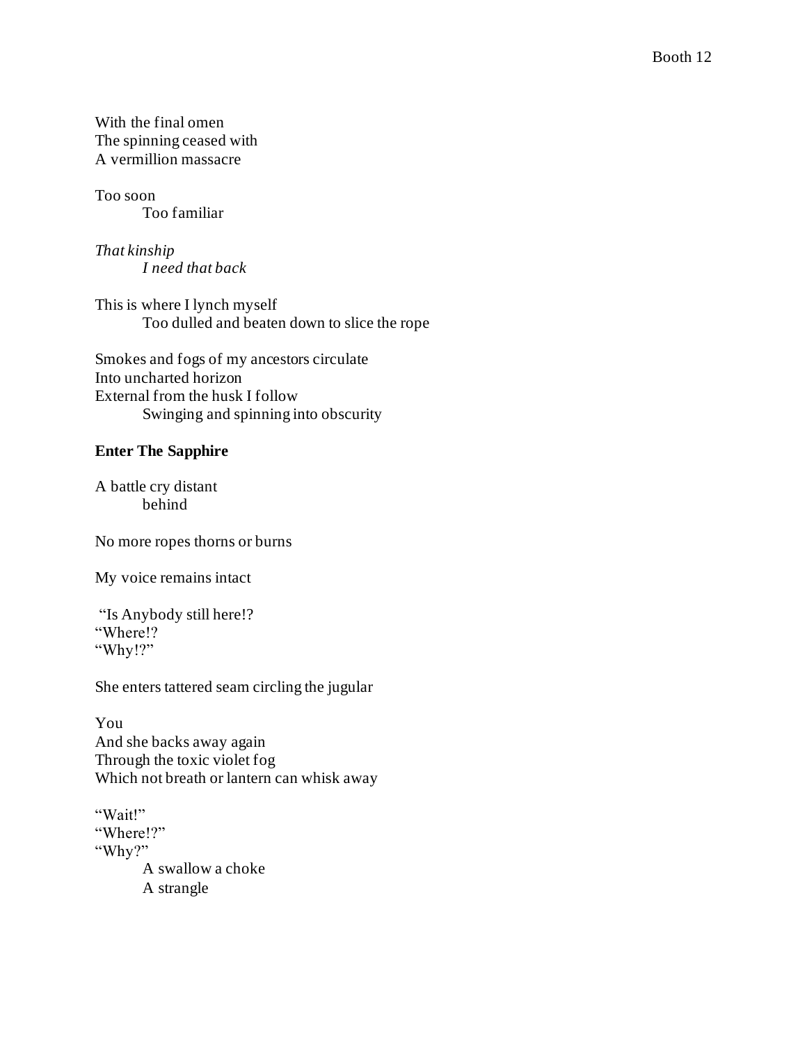With the final omen
The spinning ceased with
A vermillion massacre

Too soon
        Too familiar

*That kinship*
        *I need that back*

This is where I lynch myself
        Too dulled and beaten down to slice the rope

Smokes and fogs of my ancestors circulate
Into uncharted horizon
External from the husk I follow
        Swinging and spinning into obscurity

**Enter The Sapphire**

A battle cry distant
        behind

No more ropes thorns or burns

My voice remains intact

"Is Anybody still here!?
"Where!?
"Why!?"

She enters tattered seam circling the jugular

You
And she backs away again
Through the toxic violet fog
Which not breath or lantern can whisk away

"Wait!"
"Where!?"
"Why?"
        A swallow a choke
        A strangle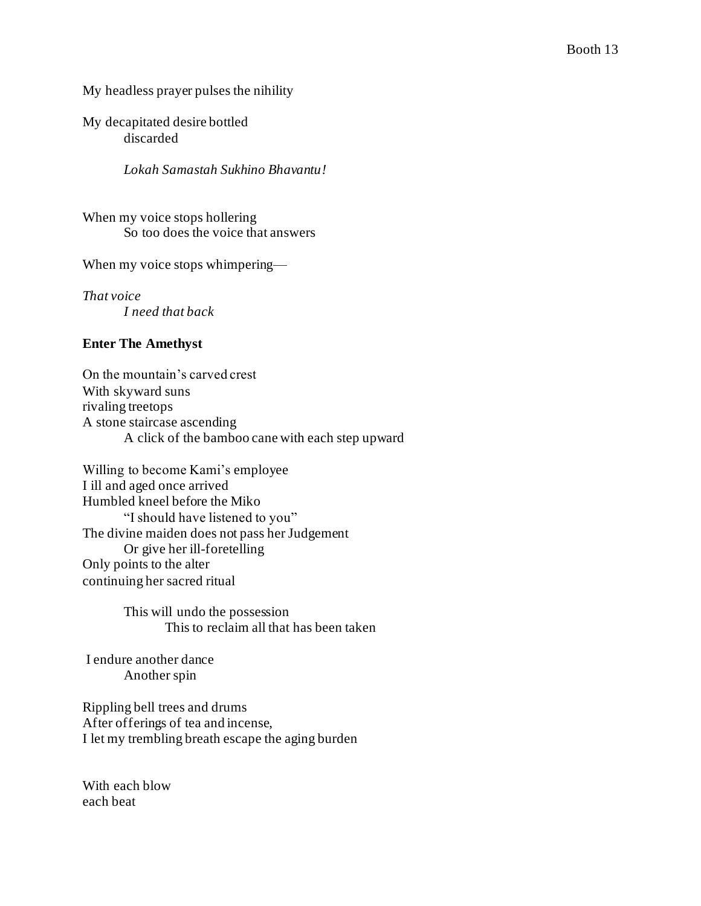My headless prayer pulses the nihility

My decapitated desire bottled
&nbsp;&nbsp;&nbsp;&nbsp;&nbsp;&nbsp;&nbsp;&nbsp;discarded

&nbsp;&nbsp;&nbsp;&nbsp;&nbsp;&nbsp;&nbsp;&nbsp;*Lokah Samastah Sukhino Bhavantu!*

When my voice stops hollering
&nbsp;&nbsp;&nbsp;&nbsp;&nbsp;&nbsp;&nbsp;&nbsp;So too does the voice that answers

When my voice stops whimpering—

*That voice*
&nbsp;&nbsp;&nbsp;&nbsp;&nbsp;&nbsp;&nbsp;&nbsp;*I need that back*

**Enter The Amethyst**

On the mountain's carved crest
With skyward suns
rivaling treetops
A stone staircase ascending
&nbsp;&nbsp;&nbsp;&nbsp;&nbsp;&nbsp;&nbsp;&nbsp;A click of the bamboo cane with each step upward

Willing to become Kami's employee
I ill and aged once arrived
Humbled kneel before the Miko
&nbsp;&nbsp;&nbsp;&nbsp;&nbsp;&nbsp;&nbsp;&nbsp;"I should have listened to you"
The divine maiden does not pass her Judgement
&nbsp;&nbsp;&nbsp;&nbsp;&nbsp;&nbsp;&nbsp;&nbsp;Or give her ill-foretelling
Only points to the alter
continuing her sacred ritual

&nbsp;&nbsp;&nbsp;&nbsp;&nbsp;&nbsp;&nbsp;&nbsp;This will undo the possession
&nbsp;&nbsp;&nbsp;&nbsp;&nbsp;&nbsp;&nbsp;&nbsp;&nbsp;&nbsp;&nbsp;&nbsp;&nbsp;&nbsp;&nbsp;&nbsp;This to reclaim all that has been taken

I endure another dance
&nbsp;&nbsp;&nbsp;&nbsp;&nbsp;&nbsp;&nbsp;&nbsp;Another spin

Rippling bell trees and drums
After offerings of tea and incense,
I let my trembling breath escape the aging burden

With each blow
each beat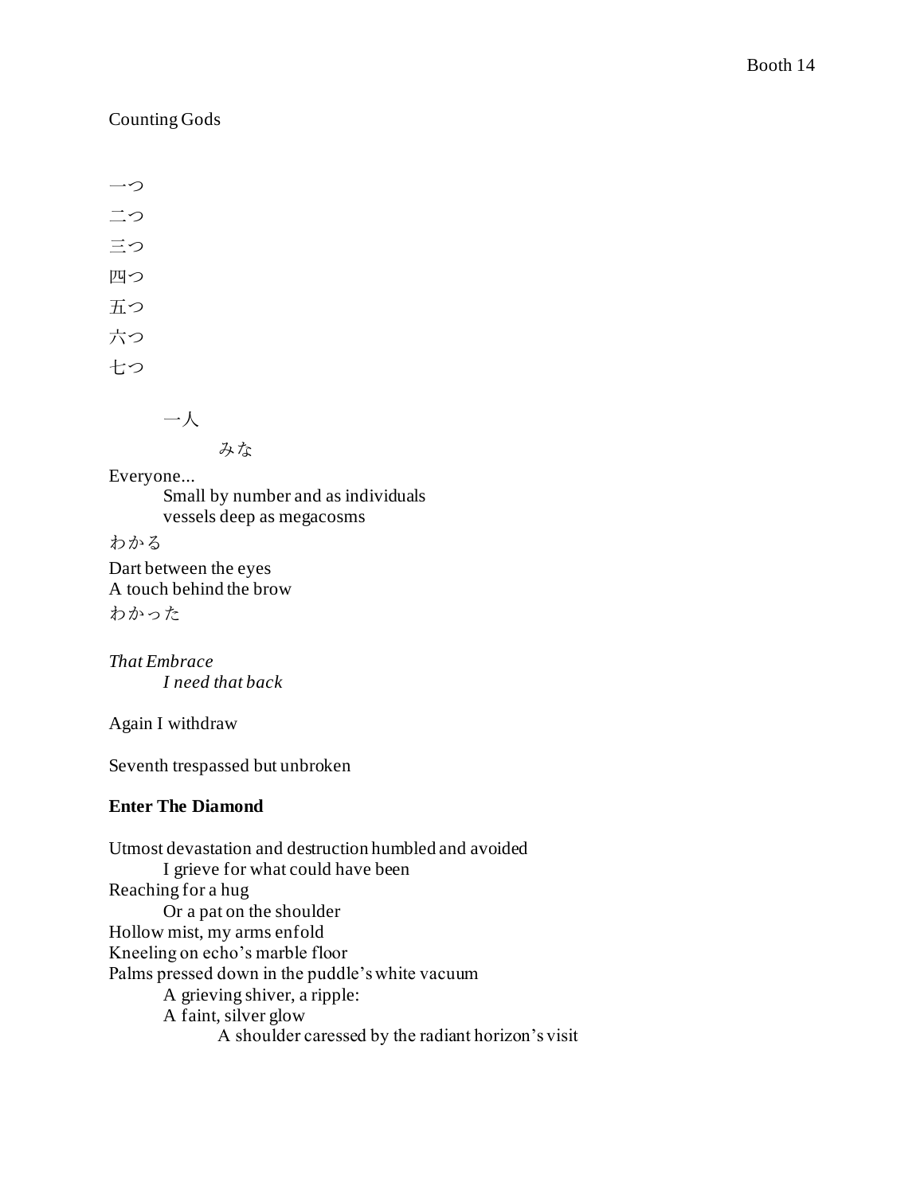Counting Gods

一つ

二つ

三つ

四つ

五つ

六つ

七つ

　　一人

　　　　みな

Everyone...
　　Small by number and as individuals
　　vessels deep as megacosms

わかる

Dart between the eyes
A touch behind the brow
わかった

*That Embrace*
　　*I need that back*

Again I withdraw

Seventh trespassed but unbroken

**Enter The Diamond**

Utmost devastation and destruction humbled and avoided
　　I grieve for what could have been
Reaching for a hug
　　Or a pat on the shoulder
Hollow mist, my arms enfold
Kneeling on echo's marble floor
Palms pressed down in the puddle's white vacuum
　　A grieving shiver, a ripple:
　　A faint, silver glow
　　　　A shoulder caressed by the radiant horizon's visit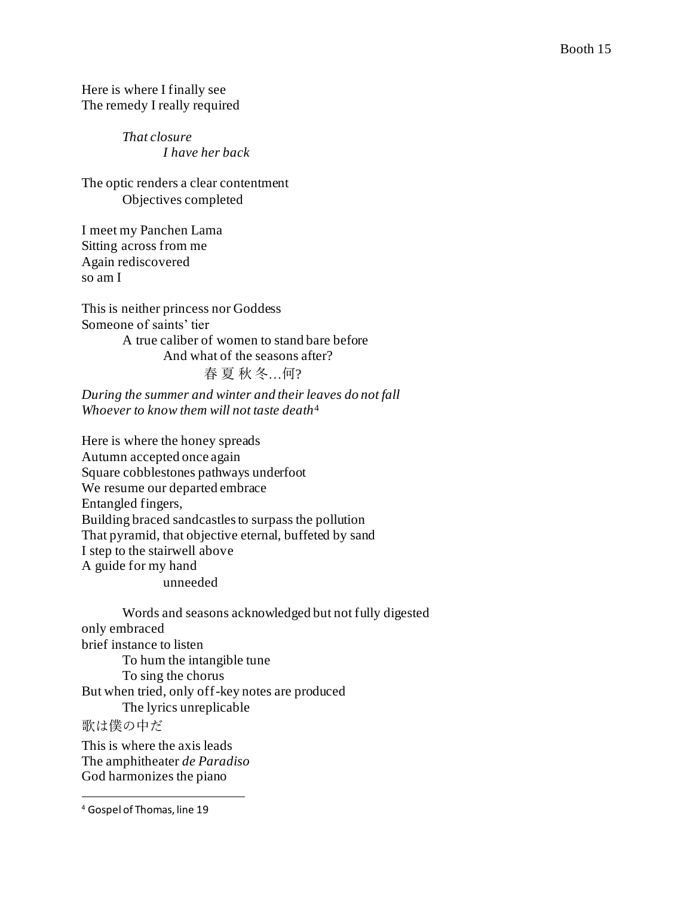Here is where I finally see
The remedy I really required

*That closure*
*I have her back*

The optic renders a clear contentment
Objectives completed

I meet my Panchen Lama
Sitting across from me
Again rediscovered
so am I

This is neither princess nor Goddess
Someone of saints' tier
A true caliber of women to stand bare before
And what of the seasons after?
春 夏 秋 冬…何?

*During the summer and winter and their leaves do not fall*
*Whoever to know them will not taste death*[4]

Here is where the honey spreads
Autumn accepted once again
Square cobblestones pathways underfoot
We resume our departed embrace
Entangled fingers,
Building braced sandcastles to surpass the pollution
That pyramid, that objective eternal, buffeted by sand
I step to the stairwell above
A guide for my hand
unneeded

Words and seasons acknowledged but not fully digested
only embraced
brief instance to listen
To hum the intangible tune
To sing the chorus
But when tried, only off-key notes are produced
The lyrics unreplicable
歌は僕の中だ

This is where the axis leads
The amphitheater *de Paradiso*
God harmonizes the piano

---

[4] Gospel of Thomas, line 19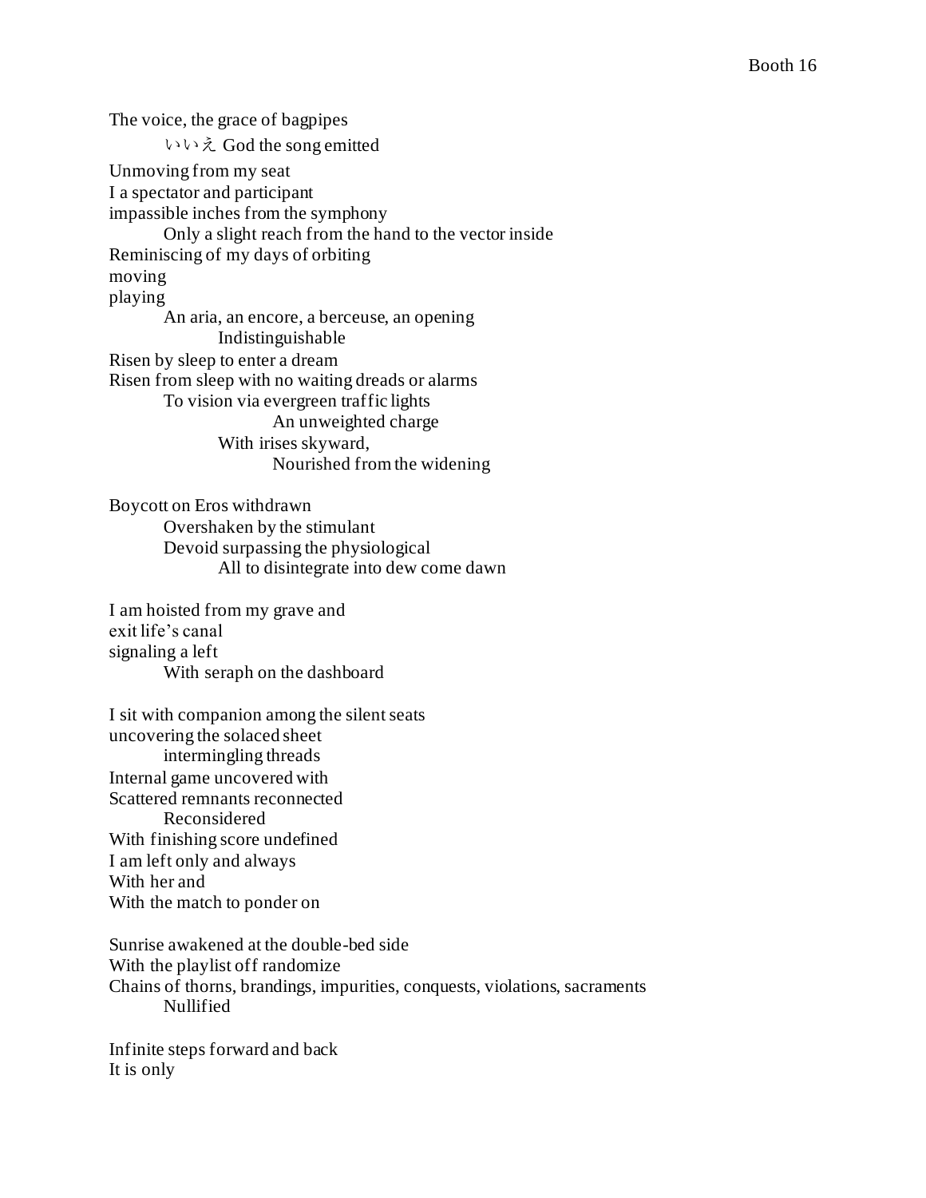The voice, the grace of bagpipes
        いいえ God the song emitted
Unmoving from my seat
I a spectator and participant
impassible inches from the symphony
        Only a slight reach from the hand to the vector inside
Reminiscing of my days of orbiting
moving
playing
        An aria, an encore, a berceuse, an opening
                Indistinguishable
Risen by sleep to enter a dream
Risen from sleep with no waiting dreads or alarms
        To vision via evergreen traffic lights
                        An unweighted charge
                With irises skyward,
                        Nourished from the widening

Boycott on Eros withdrawn
        Overshaken by the stimulant
        Devoid surpassing the physiological
                All to disintegrate into dew come dawn

I am hoisted from my grave and
exit life's canal
signaling a left
        With seraph on the dashboard

I sit with companion among the silent seats
uncovering the solaced sheet
        intermingling threads
Internal game uncovered with
Scattered remnants reconnected
        Reconsidered
With finishing score undefined
I am left only and always
With her and
With the match to ponder on

Sunrise awakened at the double-bed side
With the playlist off randomize
Chains of thorns, brandings, impurities, conquests, violations, sacraments
        Nullified

Infinite steps forward and back
It is only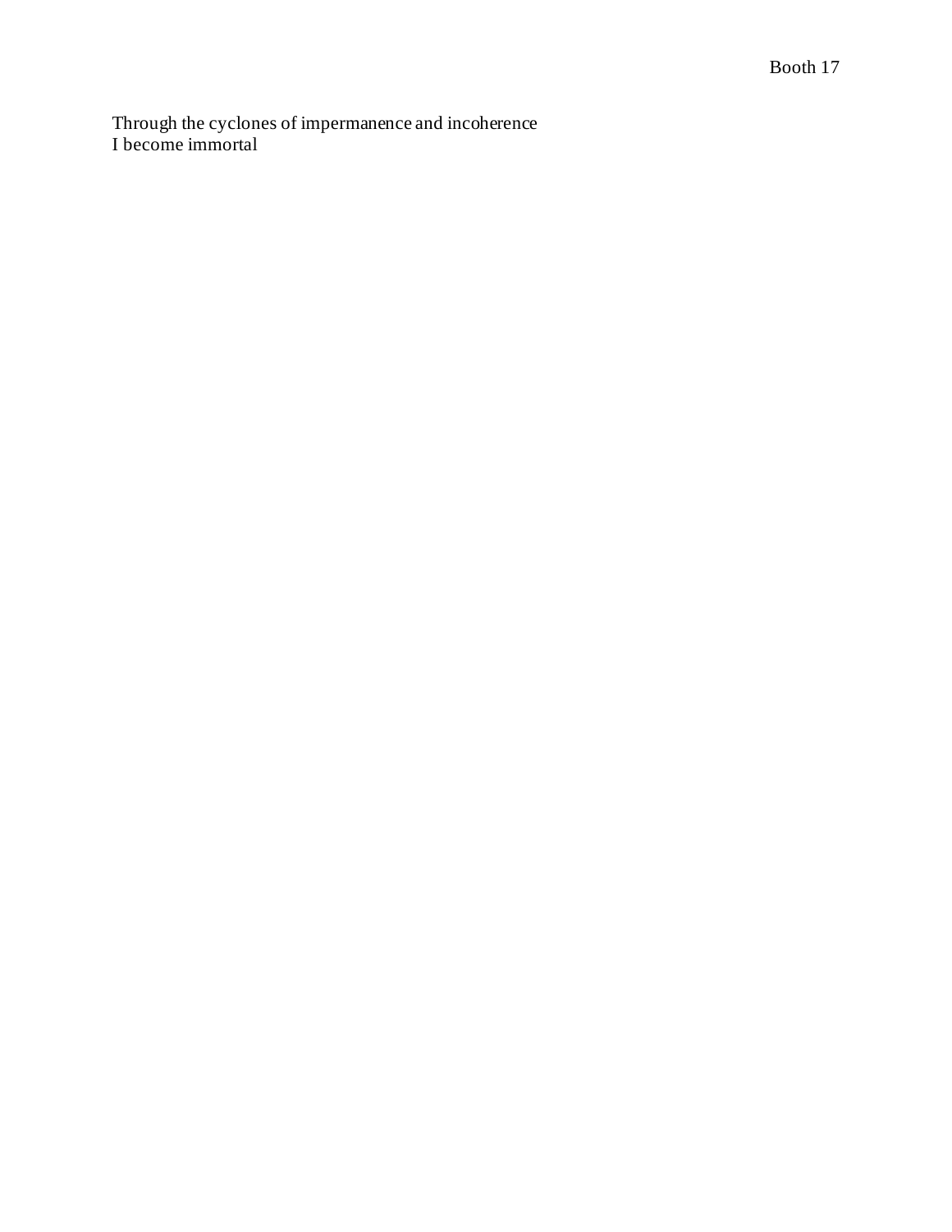Through the cyclones of impermanence and incoherence
I become immortal